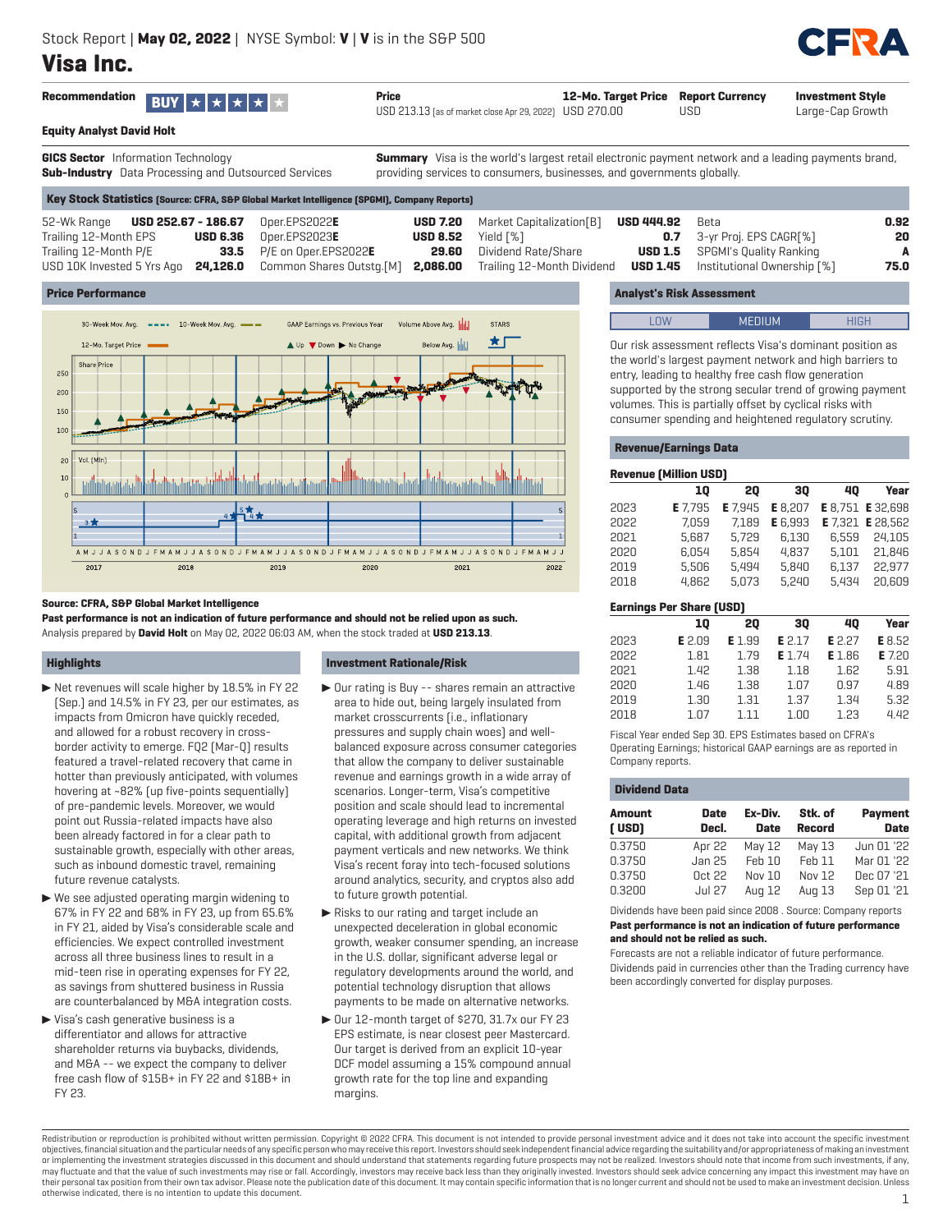Stock Report | **May 02, 2022** | NYSE Symbol: **V** | **V** is in the S&P 500

# Visa Inc.

| Recommendation | Price | 12-Mo. Target Price | Report Currency | Investment Style |
|---|---|---|---|---|
| BUY ★★★★★ | USD 213.13 (as of market close Apr 29, 2022) | USD 270.00 | USD | Large-Cap Growth |

**Equity Analyst David Holt**

**GICS Sector** Information Technology
**Sub-Industry** Data Processing and Outsourced Services

**Summary** Visa is the world's largest retail electronic payment network and a leading payments brand, providing services to consumers, businesses, and governments globally.

## Key Stock Statistics (Source: CFRA, S&P Global Market Intelligence (SPGMI), Company Reports)

| | | | | | | | |
|---|---|---|---|---|---|---|---|
| 52-Wk Range | USD 252.67 - 186.67 | Oper.EPS2022E | USD 7.20 | Market Capitalization[B] | USD 444.92 | Beta | 0.92 |
| Trailing 12-Month EPS | USD 6.36 | Oper.EPS2023E | USD 8.52 | Yield [%] | 0.7 | 3-yr Proj. EPS CAGR[%] | 20 |
| Trailing 12-Month P/E | 33.5 | P/E on Oper.EPS2022E | 29.60 | Dividend Rate/Share | USD 1.5 | SPGMI's Quality Ranking | A |
| USD 10K Invested 5 Yrs Ago | 24,126.0 | Common Shares Outstg.[M] | 2,086.00 | Trailing 12-Month Dividend | USD 1.45 | Institutional Ownership [%] | 75.0 |

## Price Performance

**Source: CFRA, S&P Global Market Intelligence**

**Past performance is not an indication of future performance and should not be relied upon as such.**

Analysis prepared by **David Holt** on May 02, 2022 06:03 AM, when the stock traded at **USD 213.13**.

## Analyst's Risk Assessment

LOW | **MEDIUM** | HIGH

Our risk assessment reflects Visa's dominant position as the world's largest payment network and high barriers to entry, leading to healthy free cash flow generation supported by the strong secular trend of growing payment volumes. This is partially offset by cyclical risks with consumer spending and heightened regulatory scrutiny.

## Revenue/Earnings Data

**Revenue (Million USD)**

| | 1Q | 2Q | 3Q | 4Q | Year |
|---|---|---|---|---|---|
| 2023 | E 7,795 | E 7,945 | E 8,207 | E 8,751 | E 32,698 |
| 2022 | 7,059 | 7,189 | E 6,993 | E 7,321 | E 28,562 |
| 2021 | 5,687 | 5,729 | 6,130 | 6,559 | 24,105 |
| 2020 | 6,054 | 5,854 | 4,837 | 5,101 | 21,846 |
| 2019 | 5,506 | 5,494 | 5,840 | 6,137 | 22,977 |
| 2018 | 4,862 | 5,073 | 5,240 | 5,434 | 20,609 |

**Earnings Per Share (USD)**

| | 1Q | 2Q | 3Q | 4Q | Year |
|---|---|---|---|---|---|
| 2023 | E 2.09 | E 1.99 | E 2.17 | E 2.27 | E 8.52 |
| 2022 | 1.81 | 1.79 | E 1.74 | E 1.86 | E 7.20 |
| 2021 | 1.42 | 1.38 | 1.18 | 1.62 | 5.91 |
| 2020 | 1.46 | 1.38 | 1.07 | 0.97 | 4.89 |
| 2019 | 1.30 | 1.31 | 1.37 | 1.34 | 5.32 |
| 2018 | 1.07 | 1.11 | 1.00 | 1.23 | 4.42 |

Fiscal Year ended Sep 30. EPS Estimates based on CFRA's Operating Earnings; historical GAAP earnings are as reported in Company reports.

## Dividend Data

| Amount (USD) | Date Decl. | Ex-Div. Date | Stk. of Record | Payment Date |
|---|---|---|---|---|
| 0.3750 | Apr 22 | May 12 | May 13 | Jun 01 '22 |
| 0.3750 | Jan 25 | Feb 10 | Feb 11 | Mar 01 '22 |
| 0.3750 | Oct 22 | Nov 10 | Nov 12 | Dec 07 '21 |
| 0.3200 | Jul 27 | Aug 12 | Aug 13 | Sep 01 '21 |

Dividends have been paid since 2008 . Source: Company reports

**Past performance is not an indication of future performance and should not be relied upon as such.**

Forecasts are not a reliable indicator of future performance.

Dividends paid in currencies other than the Trading currency have been accordingly converted for display purposes.

## Highlights

- Net revenues will scale higher by 18.5% in FY 22 (Sep.) and 14.5% in FY 23, per our estimates, as impacts from Omicron have quickly receded, and allowed for a robust recovery in cross-border activity to emerge. FQ2 (Mar-Q) results featured a travel-related recovery that came in hotter than previously anticipated, with volumes hovering at ~82% (up five-points sequentially) of pre-pandemic levels. Moreover, we would point out Russia-related impacts have also been already factored in for a clear path to sustainable growth, especially with other areas, such as inbound domestic travel, remaining future revenue catalysts.
- We see adjusted operating margin widening to 67% in FY 22 and 68% in FY 23, up from 65.6% in FY 21, aided by Visa's considerable scale and efficiencies. We expect controlled investment across all three business lines to result in a mid-teen rise in operating expenses for FY 22, as savings from shuttered business in Russia are counterbalanced by M&A integration costs.
- Visa's cash generative business is a differentiator and allows for attractive shareholder returns via buybacks, dividends, and M&A -- we expect the company to deliver free cash flow of $15B+ in FY 22 and $18B+ in FY 23.

## Investment Rationale/Risk

- Our rating is Buy -- shares remain an attractive area to hide out, being largely insulated from market crosscurrents (i.e., inflationary pressures and supply chain woes) and well-balanced exposure across consumer categories that allow the company to deliver sustainable revenue and earnings growth in a wide array of scenarios. Longer-term, Visa's competitive position and scale should lead to incremental operating leverage and high returns on invested capital, with additional growth from adjacent payment verticals and new networks. We think Visa's recent foray into tech-focused solutions around analytics, security, and cryptos also add to future growth potential.
- Risks to our rating and target include an unexpected deceleration in global economic growth, weaker consumer spending, an increase in the U.S. dollar, significant adverse legal or regulatory developments around the world, and potential technology disruption that allows payments to be made on alternative networks.
- Our 12-month target of $270, 31.7x our FY 23 EPS estimate, is near closest peer Mastercard. Our target is derived from an explicit 10-year DCF model assuming a 15% compound annual growth rate for the top line and expanding margins.

Redistribution or reproduction is prohibited without written permission. Copyright © 2022 CFRA. This document is not intended to provide personal investment advice and it does not take into account the specific investment objectives, financial situation and the particular needs of any specific person who may receive this report. Investors should seek independent financial advice regarding the suitability and/or appropriateness of making an investment or implementing the investment strategies discussed in this document and should understand that statements regarding future prospects may not be realized. Investors should note that income from such investments, if any, may fluctuate and that the value of such investments may rise or fall. Accordingly, investors may receive back less than they originally invested. Investors should seek advice concerning any impact this investment may have on their personal tax position from their own tax advisor. Please note the publication date of this document. It may contain specific information that is no longer current and should not be used to make an investment decision. Unless otherwise indicated, there is no intention to update this document.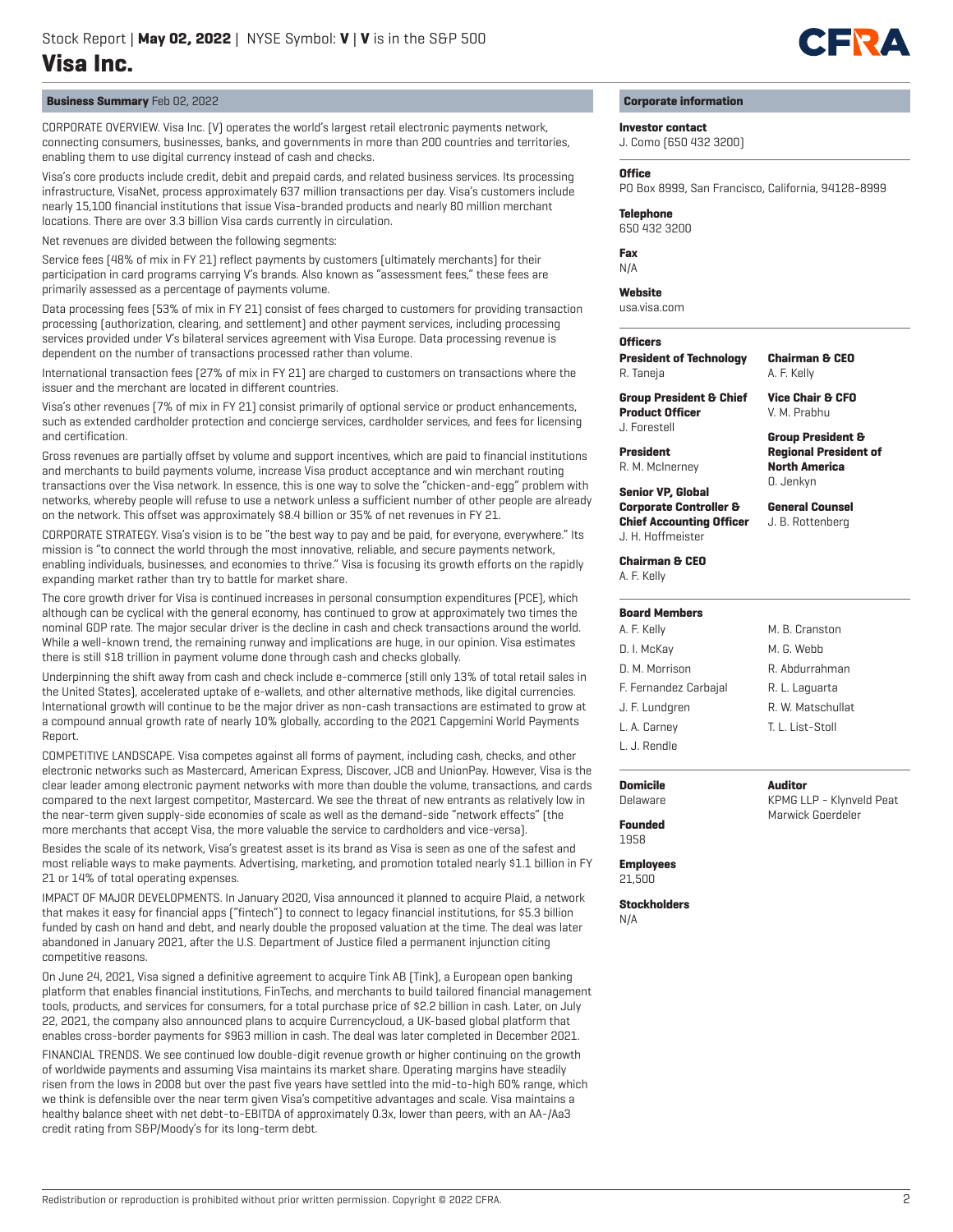# Visa Inc.

Stock Report | **May 02, 2022** | NYSE Symbol: **V** | **V** is in the S&P 500

## Business Summary Feb 02, 2022

CORPORATE OVERVIEW. Visa Inc. (V) operates the world's largest retail electronic payments network, connecting consumers, businesses, banks, and governments in more than 200 countries and territories, enabling them to use digital currency instead of cash and checks.

Visa's core products include credit, debit and prepaid cards, and related business services. Its processing infrastructure, VisaNet, process approximately 637 million transactions per day. Visa's customers include nearly 15,100 financial institutions that issue Visa-branded products and nearly 80 million merchant locations. There are over 3.3 billion Visa cards currently in circulation.

Net revenues are divided between the following segments:

Service fees (48% of mix in FY 21) reflect payments by customers (ultimately merchants) for their participation in card programs carrying V's brands. Also known as "assessment fees," these fees are primarily assessed as a percentage of payments volume.

Data processing fees (53% of mix in FY 21) consist of fees charged to customers for providing transaction processing (authorization, clearing, and settlement) and other payment services, including processing services provided under V's bilateral services agreement with Visa Europe. Data processing revenue is dependent on the number of transactions processed rather than volume.

International transaction fees (27% of mix in FY 21) are charged to customers on transactions where the issuer and the merchant are located in different countries.

Visa's other revenues (7% of mix in FY 21) consist primarily of optional service or product enhancements, such as extended cardholder protection and concierge services, cardholder services, and fees for licensing and certification.

Gross revenues are partially offset by volume and support incentives, which are paid to financial institutions and merchants to build payments volume, increase Visa product acceptance and win merchant routing transactions over the Visa network. In essence, this is one way to solve the "chicken-and-egg" problem with networks, whereby people will refuse to use a network unless a sufficient number of other people are already on the network. This offset was approximately $8.4 billion or 35% of net revenues in FY 21.

CORPORATE STRATEGY. Visa's vision is to be "the best way to pay and be paid, for everyone, everywhere." Its mission is "to connect the world through the most innovative, reliable, and secure payments network, enabling individuals, businesses, and economies to thrive." Visa is focusing its growth efforts on the rapidly expanding market rather than try to battle for market share.

The core growth driver for Visa is continued increases in personal consumption expenditures (PCE), which although can be cyclical with the general economy, has continued to grow at approximately two times the nominal GDP rate. The major secular driver is the decline in cash and check transactions around the world. While a well-known trend, the remaining runway and implications are huge, in our opinion. Visa estimates there is still $18 trillion in payment volume done through cash and checks globally.

Underpinning the shift away from cash and check include e-commerce (still only 13% of total retail sales in the United States), accelerated uptake of e-wallets, and other alternative methods, like digital currencies. International growth will continue to be the major driver as non-cash transactions are estimated to grow at a compound annual growth rate of nearly 10% globally, according to the 2021 Capgemini World Payments Report.

COMPETITIVE LANDSCAPE. Visa competes against all forms of payment, including cash, checks, and other electronic networks such as Mastercard, American Express, Discover, JCB and UnionPay. However, Visa is the clear leader among electronic payment networks with more than double the volume, transactions, and cards compared to the next largest competitor, Mastercard. We see the threat of new entrants as relatively low in the near-term given supply-side economies of scale as well as the demand-side "network effects" (the more merchants that accept Visa, the more valuable the service to cardholders and vice-versa).

Besides the scale of its network, Visa's greatest asset is its brand as Visa is seen as one of the safest and most reliable ways to make payments. Advertising, marketing, and promotion totaled nearly $1.1 billion in FY 21 or 14% of total operating expenses.

IMPACT OF MAJOR DEVELOPMENTS. In January 2020, Visa announced it planned to acquire Plaid, a network that makes it easy for financial apps ("fintech") to connect to legacy financial institutions, for $5.3 billion funded by cash on hand and debt, and nearly double the proposed valuation at the time. The deal was later abandoned in January 2021, after the U.S. Department of Justice filed a permanent injunction citing competitive reasons.

On June 24, 2021, Visa signed a definitive agreement to acquire Tink AB (Tink), a European open banking platform that enables financial institutions, FinTechs, and merchants to build tailored financial management tools, products, and services for consumers, for a total purchase price of $2.2 billion in cash. Later, on July 22, 2021, the company also announced plans to acquire Currencycloud, a UK-based global platform that enables cross-border payments for $963 million in cash. The deal was later completed in December 2021.

FINANCIAL TRENDS. We see continued low double-digit revenue growth or higher continuing on the growth of worldwide payments and assuming Visa maintains its market share. Operating margins have steadily risen from the lows in 2008 but over the past five years have settled into the mid-to-high 60% range, which we think is defensible over the near term given Visa's competitive advantages and scale. Visa maintains a healthy balance sheet with net debt-to-EBITDA of approximately 0.3x, lower than peers, with an AA-/Aa3 credit rating from S&P/Moody's for its long-term debt.

## Corporate information

**Investor contact**
J. Como (650 432 3200)

**Office**
PO Box 8999, San Francisco, California, 94128-8999

**Telephone**
650 432 3200

**Fax**
N/A

**Website**
usa.visa.com

**Officers**

**President of Technology**
R. Taneja

**Chairman & CEO**
A. F. Kelly

**Group President & Chief Product Officer**
J. Forestell

**Vice Chair & CFO**
V. M. Prabhu

**President**
R. M. McInerney

**Group President & Regional President of North America**
O. Jenkyn

**Senior VP, Global Corporate Controller & Chief Accounting Officer**
J. H. Hoffmeister

**General Counsel**
J. B. Rottenberg

**Chairman & CEO**
A. F. Kelly

**Board Members**

- A. F. Kelly
- D. I. McKay
- D. M. Morrison
- F. Fernandez Carbajal
- J. F. Lundgren
- L. A. Carney
- L. J. Rendle
- M. B. Cranston
- M. G. Webb
- R. Abdurrahman
- R. L. Laguarta
- R. W. Matschullat
- T. L. List-Stoll

**Domicile**
Delaware

**Auditor**
KPMG LLP - Klynveld Peat Marwick Goerdeler

**Founded**
1958

**Employees**
21,500

**Stockholders**
N/A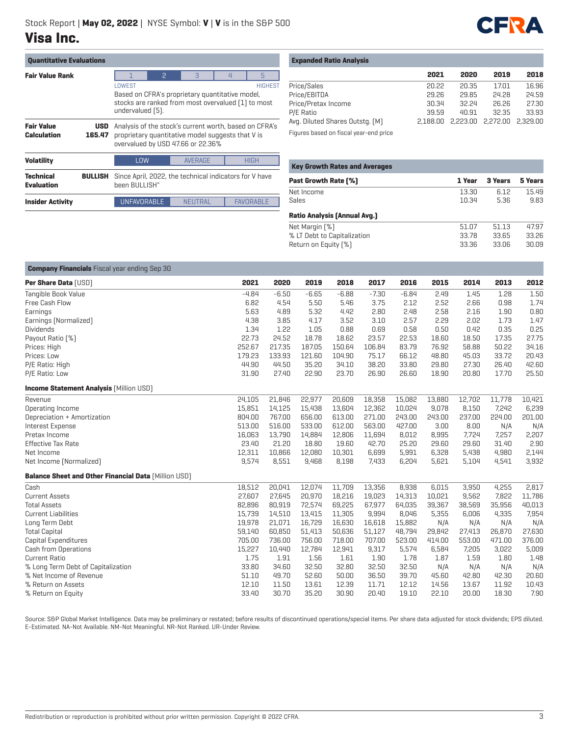Stock Report | **May 02, 2022** | NYSE Symbol: **V** | **V** is in the S&P 500

# Visa Inc.

## Quantitative Evaluations

| | | |
|---|---|---|
| **Fair Value Rank** | | 1 **2** 3 4 5 (LOWEST … HIGHEST) Based on CFRA's proprietary quantitative model, stocks are ranked from most overvalued (1) to most undervalued (5). |
| **Fair Value Calculation** | **USD 165.47** | Analysis of the stock's current worth, based on CFRA's proprietary quantitative model suggests that V is overvalued by USD 47.66 or 22.36% |
| **Volatility** | | **LOW** AVERAGE HIGH |
| **Technical Evaluation** | **BULLISH** | Since April, 2022, the technical indicators for V have been BULLISH" |
| **Insider Activity** | | **UNFAVORABLE** NEUTRAL FAVORABLE |

## Expanded Ratio Analysis

| | 2021 | 2020 | 2019 | 2018 |
|---|---|---|---|---|
| Price/Sales | 20.22 | 20.35 | 17.01 | 16.96 |
| Price/EBITDA | 29.26 | 29.85 | 24.28 | 24.59 |
| Price/Pretax Income | 30.34 | 32.24 | 26.26 | 27.30 |
| P/E Ratio | 39.59 | 40.91 | 32.35 | 33.93 |
| Avg. Diluted Shares Outstg. (M) | 2,188.00 | 2,223.00 | 2,272.00 | 2,329.00 |

Figures based on fiscal year-end price

## Key Growth Rates and Averages

| **Past Growth Rate (%)** | 1 Year | 3 Years | 5 Years |
|---|---|---|---|
| Net Income | 13.30 | 6.12 | 15.49 |
| Sales | 10.34 | 5.36 | 9.83 |
| **Ratio Analysis (Annual Avg.)** | | | |
| Net Margin (%) | 51.07 | 51.13 | 47.97 |
| % LT Debt to Capitalization | 33.78 | 33.65 | 33.26 |
| Return on Equity (%) | 33.36 | 33.06 | 30.09 |

## Company Financials Fiscal year ending Sep 30

| **Per Share Data** (USD) | 2021 | 2020 | 2019 | 2018 | 2017 | 2016 | 2015 | 2014 | 2013 | 2012 |
|---|---|---|---|---|---|---|---|---|---|---|
| Tangible Book Value | -4.84 | -6.50 | -6.65 | -6.88 | -7.30 | -6.84 | 2.49 | 1.45 | 1.28 | 1.50 |
| Free Cash Flow | 6.82 | 4.54 | 5.50 | 5.46 | 3.75 | 2.12 | 2.52 | 2.66 | 0.98 | 1.74 |
| Earnings | 5.63 | 4.89 | 5.32 | 4.42 | 2.80 | 2.48 | 2.58 | 2.16 | 1.90 | 0.80 |
| Earnings (Normalized) | 4.38 | 3.85 | 4.17 | 3.52 | 3.10 | 2.57 | 2.29 | 2.02 | 1.73 | 1.47 |
| Dividends | 1.34 | 1.22 | 1.05 | 0.88 | 0.69 | 0.58 | 0.50 | 0.42 | 0.35 | 0.25 |
| Payout Ratio (%) | 22.73 | 24.52 | 18.78 | 18.62 | 23.57 | 22.53 | 18.60 | 18.50 | 17.35 | 27.75 |
| Prices: High | 252.67 | 217.35 | 187.05 | 150.64 | 106.84 | 83.79 | 76.92 | 58.88 | 50.22 | 34.16 |
| Prices: Low | 179.23 | 133.93 | 121.60 | 104.90 | 75.17 | 66.12 | 48.80 | 45.03 | 33.72 | 20.43 |
| P/E Ratio: High | 44.90 | 44.50 | 35.20 | 34.10 | 38.20 | 33.80 | 29.80 | 27.30 | 26.40 | 42.60 |
| P/E Ratio: Low | 31.90 | 27.40 | 22.90 | 23.70 | 26.90 | 26.60 | 18.90 | 20.80 | 17.70 | 25.50 |
| **Income Statement Analysis** (Million USD) | | | | | | | | | | |
| Revenue | 24,105 | 21,846 | 22,977 | 20,609 | 18,358 | 15,082 | 13,880 | 12,702 | 11,778 | 10,421 |
| Operating Income | 15,851 | 14,125 | 15,438 | 13,604 | 12,362 | 10,024 | 9,078 | 8,150 | 7,242 | 6,239 |
| Depreciation + Amortization | 804.00 | 767.00 | 656.00 | 613.00 | 271.00 | 243.00 | 243.00 | 237.00 | 224.00 | 201.00 |
| Interest Expense | 513.00 | 516.00 | 533.00 | 612.00 | 563.00 | 427.00 | 3.00 | 8.00 | N/A | N/A |
| Pretax Income | 16,063 | 13,790 | 14,884 | 12,806 | 11,694 | 8,012 | 8,995 | 7,724 | 7,257 | 2,207 |
| Effective Tax Rate | 23.40 | 21.20 | 18.80 | 19.60 | 42.70 | 25.20 | 29.60 | 29.60 | 31.40 | 2.90 |
| Net Income | 12,311 | 10,866 | 12,080 | 10,301 | 6,699 | 5,991 | 6,328 | 5,438 | 4,980 | 2,144 |
| Net Income (Normalized) | 9,574 | 8,551 | 9,468 | 8,198 | 7,433 | 6,204 | 5,621 | 5,104 | 4,541 | 3,932 |
| **Balance Sheet and Other Financial Data** (Million USD) | | | | | | | | | | |
| Cash | 18,512 | 20,041 | 12,074 | 11,709 | 13,356 | 8,938 | 6,015 | 3,950 | 4,255 | 2,817 |
| Current Assets | 27,607 | 27,645 | 20,970 | 18,216 | 19,023 | 14,313 | 10,021 | 9,562 | 7,822 | 11,786 |
| Total Assets | 82,896 | 80,919 | 72,574 | 69,225 | 67,977 | 64,035 | 39,367 | 38,569 | 35,956 | 40,013 |
| Current Liabilities | 15,739 | 14,510 | 13,415 | 11,305 | 9,994 | 8,046 | 5,355 | 6,006 | 4,335 | 7,954 |
| Long Term Debt | 19,978 | 21,071 | 16,729 | 16,630 | 16,618 | 15,882 | N/A | N/A | N/A | N/A |
| Total Capital | 59,140 | 60,850 | 51,413 | 50,636 | 51,127 | 48,794 | 29,842 | 27,413 | 26,870 | 27,630 |
| Capital Expenditures | 705.00 | 736.00 | 756.00 | 718.00 | 707.00 | 523.00 | 414.00 | 553.00 | 471.00 | 376.00 |
| Cash from Operations | 15,227 | 10,440 | 12,784 | 12,941 | 9,317 | 5,574 | 6,584 | 7,205 | 3,022 | 5,009 |
| Current Ratio | 1.75 | 1.91 | 1.56 | 1.61 | 1.90 | 1.78 | 1.87 | 1.59 | 1.80 | 1.48 |
| % Long Term Debt of Capitalization | 33.80 | 34.60 | 32.50 | 32.80 | 32.50 | 32.50 | N/A | N/A | N/A | N/A |
| % Net Income of Revenue | 51.10 | 49.70 | 52.60 | 50.00 | 36.50 | 39.70 | 45.60 | 42.80 | 42.30 | 20.60 |
| % Return on Assets | 12.10 | 11.50 | 13.61 | 12.39 | 11.71 | 12.12 | 14.56 | 13.67 | 11.92 | 10.43 |
| % Return on Equity | 33.40 | 30.70 | 35.20 | 30.90 | 20.40 | 19.10 | 22.10 | 20.00 | 18.30 | 7.90 |

Source: S&P Global Market Intelligence. Data may be preliminary or restated; before results of discontinued operations/special items. Per share data adjusted for stock dividends; EPS diluted. E-Estimated. NA-Not Available. NM-Not Meaningful. NR-Not Ranked. UR-Under Review.

Redistribution or reproduction is prohibited without prior written permission. Copyright © 2022 CFRA.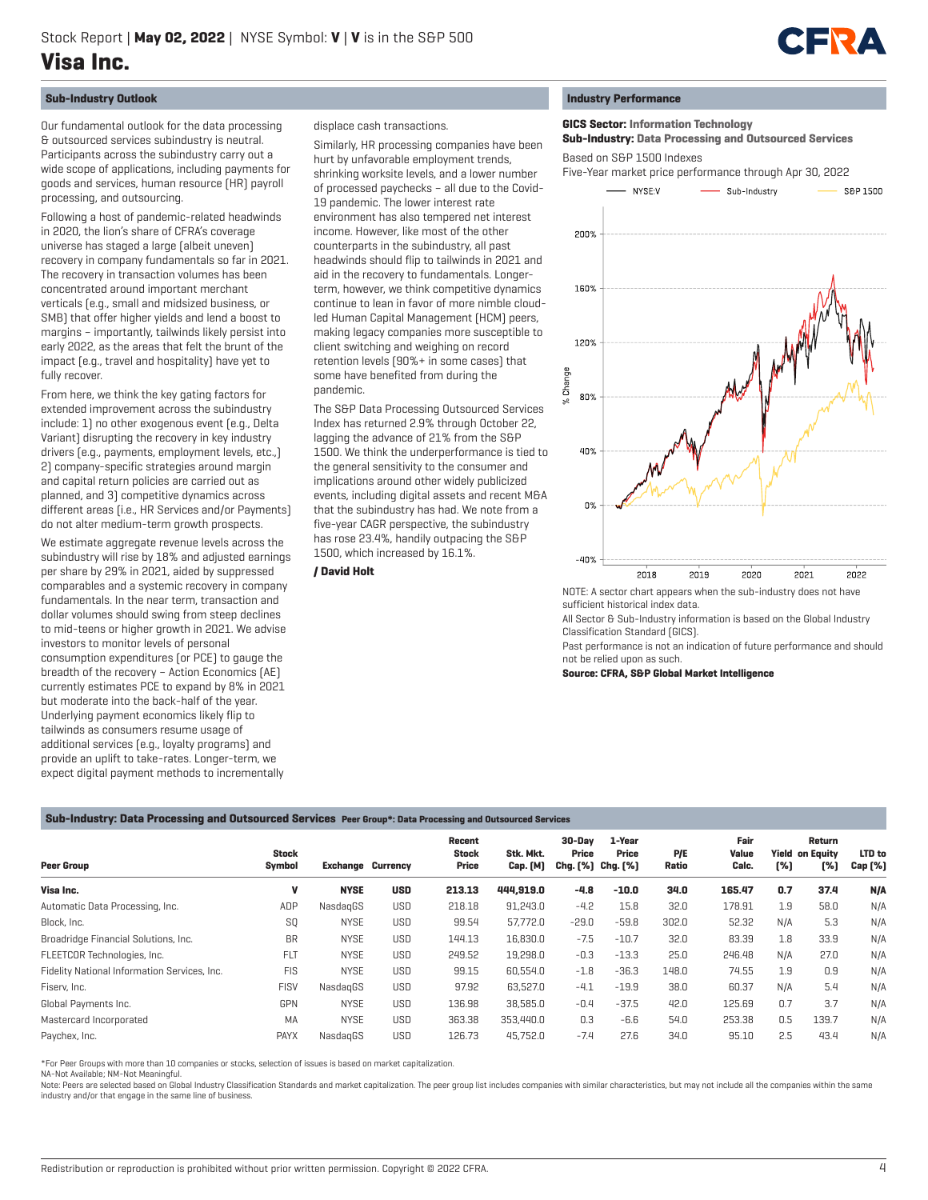## Sub-Industry Outlook

Our fundamental outlook for the data processing & outsourced services subindustry is neutral. Participants across the subindustry carry out a wide scope of applications, including payments for goods and services, human resource (HR) payroll processing, and outsourcing.

Following a host of pandemic-related headwinds in 2020, the lion's share of CFRA's coverage universe has staged a large (albeit uneven) recovery in company fundamentals so far in 2021. The recovery in transaction volumes has been concentrated around important merchant verticals (e.g., small and midsized business, or SMB) that offer higher yields and lend a boost to margins – importantly, tailwinds likely persist into early 2022, as the areas that felt the brunt of the impact (e.g., travel and hospitality) have yet to fully recover.

From here, we think the key gating factors for extended improvement across the subindustry include: 1) no other exogenous event (e.g., Delta Variant) disrupting the recovery in key industry drivers (e.g., payments, employment levels, etc.) 2) company-specific strategies around margin and capital return policies are carried out as planned, and 3) competitive dynamics across different areas (i.e., HR Services and/or Payments) do not alter medium-term growth prospects.

We estimate aggregate revenue levels across the subindustry will rise by 18% and adjusted earnings per share by 29% in 2021, aided by suppressed comparables and a systemic recovery in company fundamentals. In the near term, transaction and dollar volumes should swing from steep declines to mid-teens or higher growth in 2021. We advise investors to monitor levels of personal consumption expenditures (or PCE) to gauge the breadth of the recovery – Action Economics (AE) currently estimates PCE to expand by 8% in 2021 but moderate into the back-half of the year. Underlying payment economics likely flip to tailwinds as consumers resume usage of additional services (e.g., loyalty programs) and provide an uplift to take-rates. Longer-term, we expect digital payment methods to incrementally displace cash transactions.

Similarly, HR processing companies have been hurt by unfavorable employment trends, shrinking worksite levels, and a lower number of processed paychecks – all due to the Covid-19 pandemic. The lower interest rate environment has also tempered net interest income. However, like most of the other counterparts in the subindustry, all past headwinds should flip to tailwinds in 2021 and aid in the recovery to fundamentals. Longer-term, however, we think competitive dynamics continue to lean in favor of more nimble cloud-led Human Capital Management (HCM) peers, making legacy companies more susceptible to client switching and weighing on record retention levels (90%+ in some cases) that some have benefited from during the pandemic.

The S&P Data Processing Outsourced Services Index has returned 2.9% through October 22, lagging the advance of 21% from the S&P 1500. We think the underperformance is tied to the general sensitivity to the consumer and implications around other widely publicized events, including digital assets and recent M&A that the subindustry has had. We note from a five-year CAGR perspective, the subindustry has rose 23.4%, handily outpacing the S&P 1500, which increased by 16.1%.

**/ David Holt**

## Industry Performance

**GICS Sector:** Information Technology
**Sub-Industry:** Data Processing and Outsourced Services

Based on S&P 1500 Indexes
Five-Year market price performance through Apr 30, 2022

NOTE: A sector chart appears when the sub-industry does not have sufficient historical index data.

All Sector & Sub-Industry information is based on the Global Industry Classification Standard (GICS).

Past performance is not an indication of future performance and should not be relied upon as such.

**Source: CFRA, S&P Global Market Intelligence**

## Sub-Industry: Data Processing and Outsourced Services Peer Group*: Data Processing and Outsourced Services

| Peer Group | Stock Symbol | Exchange | Currency | Recent Stock Price | Stk. Mkt. Cap. (M) | 30-Day Price Chg. (%) | 1-Year Price Chg. (%) | P/E Ratio | Fair Value Calc. | Yield (%) | Return on Equity (%) | LTD to Cap (%) |
|---|---|---|---|---|---|---|---|---|---|---|---|---|
| **Visa Inc.** | **V** | **NYSE** | **USD** | **213.13** | **444,919.0** | **-4.8** | **-10.0** | **34.0** | **165.47** | **0.7** | **37.4** | **N/A** |
| Automatic Data Processing, Inc. | ADP | NasdaqGS | USD | 218.18 | 91,243.0 | -4.2 | 15.8 | 32.0 | 178.91 | 1.9 | 58.0 | N/A |
| Block, Inc. | SQ | NYSE | USD | 99.54 | 57,772.0 | -29.0 | -59.8 | 302.0 | 52.32 | N/A | 5.3 | N/A |
| Broadridge Financial Solutions, Inc. | BR | NYSE | USD | 144.13 | 16,830.0 | -7.5 | -10.7 | 32.0 | 83.39 | 1.8 | 33.9 | N/A |
| FLEETCOR Technologies, Inc. | FLT | NYSE | USD | 249.52 | 19,298.0 | -0.3 | -13.3 | 25.0 | 246.48 | N/A | 27.0 | N/A |
| Fidelity National Information Services, Inc. | FIS | NYSE | USD | 99.15 | 60,554.0 | -1.8 | -36.3 | 148.0 | 74.55 | 1.9 | 0.9 | N/A |
| Fiserv, Inc. | FISV | NasdaqGS | USD | 97.92 | 63,527.0 | -4.1 | -19.9 | 38.0 | 60.37 | N/A | 5.4 | N/A |
| Global Payments Inc. | GPN | NYSE | USD | 136.98 | 38,585.0 | -0.4 | -37.5 | 42.0 | 125.69 | 0.7 | 3.7 | N/A |
| Mastercard Incorporated | MA | NYSE | USD | 363.38 | 353,440.0 | 0.3 | -6.6 | 54.0 | 253.38 | 0.5 | 139.7 | N/A |
| Paychex, Inc. | PAYX | NasdaqGS | USD | 126.73 | 45,752.0 | -7.4 | 27.6 | 34.0 | 95.10 | 2.5 | 43.4 | N/A |

*For Peer Groups with more than 10 companies or stocks, selection of issues is based on market capitalization.
NA-Not Available; NM-Not Meaningful.
Note: Peers are selected based on Global Industry Classification Standards and market capitalization. The peer group list includes companies with similar characteristics, but may not include all the companies within the same industry and/or that engage in the same line of business.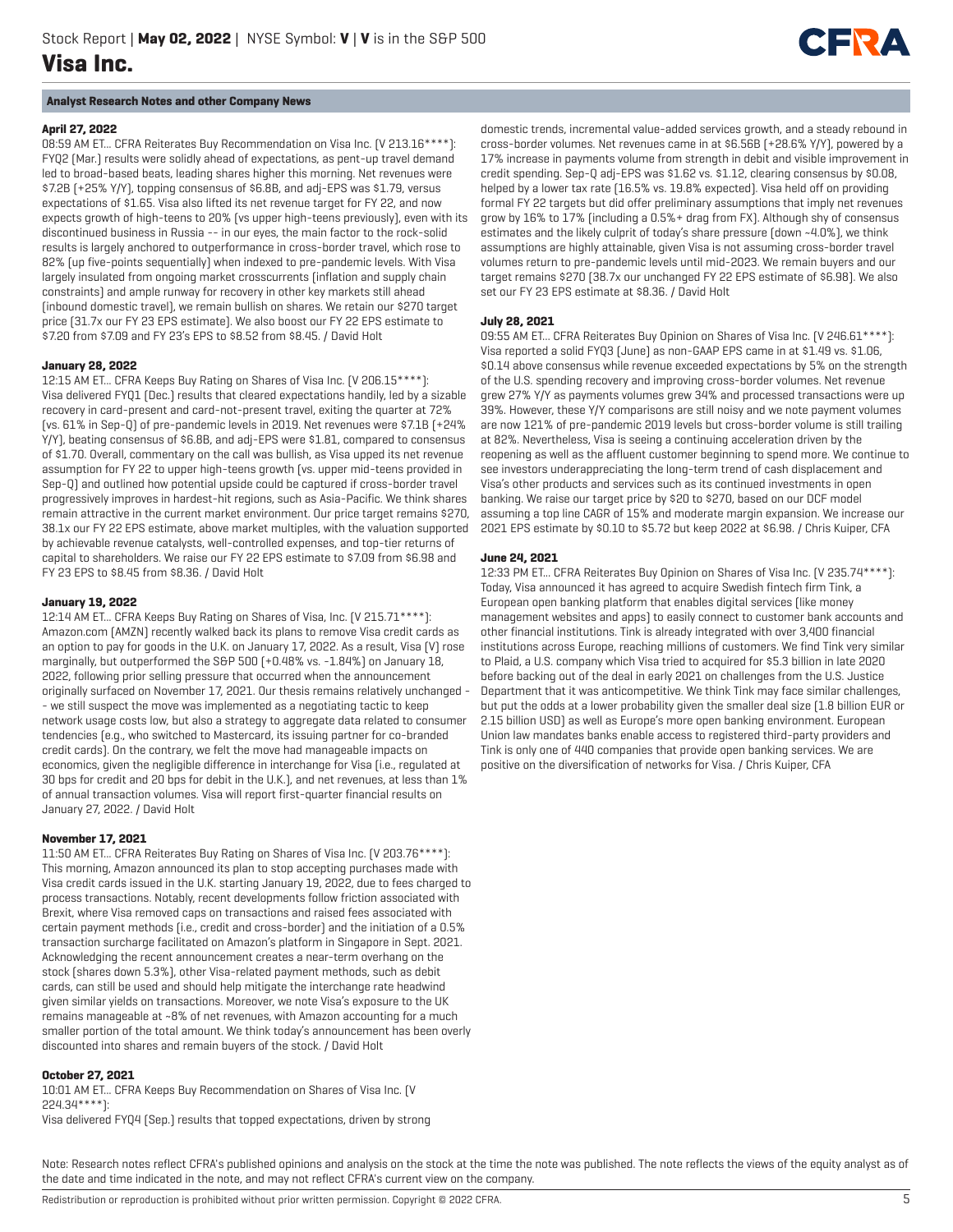## Analyst Research Notes and other Company News

**April 27, 2022**

08:59 AM ET... CFRA Reiterates Buy Recommendation on Visa Inc. (V 213.16****): FYQ2 (Mar.) results were solidly ahead of expectations, as pent-up travel demand led to broad-based beats, leading shares higher this morning. Net revenues were $7.2B (+25% Y/Y), topping consensus of $6.8B, and adj-EPS was $1.79, versus expectations of $1.65. Visa also lifted its net revenue target for FY 22, and now expects growth of high-teens to 20% (vs upper high-teens previously), even with its discontinued business in Russia -- in our eyes, the main factor to the rock-solid results is largely anchored to outperformance in cross-border travel, which rose to 82% (up five-points sequentially) when indexed to pre-pandemic levels. With Visa largely insulated from ongoing market crosscurrents (inflation and supply chain constraints) and ample runway for recovery in other key markets still ahead (inbound domestic travel), we remain bullish on shares. We retain our $270 target price (31.7x our FY 23 EPS estimate). We also boost our FY 22 EPS estimate to $7.20 from $7.09 and FY 23's EPS to $8.52 from $8.45. / David Holt

**January 28, 2022**

12:15 AM ET... CFRA Keeps Buy Rating on Shares of Visa Inc. (V 206.15****): Visa delivered FYQ1 (Dec.) results that cleared expectations handily, led by a sizable recovery in card-present and card-not-present travel, exiting the quarter at 72% (vs. 61% in Sep-Q) of pre-pandemic levels in 2019. Net revenues were $7.1B (+24% Y/Y), beating consensus of $6.8B, and adj-EPS were $1.81, compared to consensus of $1.70. Overall, commentary on the call was bullish, as Visa upped its net revenue assumption for FY 22 to upper high-teens growth (vs. upper mid-teens provided in Sep-Q) and outlined how potential upside could be captured if cross-border travel progressively improves in hardest-hit regions, such as Asia-Pacific. We think shares remain attractive in the current market environment. Our price target remains $270, 38.1x our FY 22 EPS estimate, above market multiples, with the valuation supported by achievable revenue catalysts, well-controlled expenses, and top-tier returns of capital to shareholders. We raise our FY 22 EPS estimate to $7.09 from $6.98 and FY 23 EPS to $8.45 from $8.36. / David Holt

**January 19, 2022**

12:14 AM ET... CFRA Keeps Buy Rating on Shares of Visa, Inc. (V 215.71****): Amazon.com (AMZN) recently walked back its plans to remove Visa credit cards as an option to pay for goods in the U.K. on January 17, 2022. As a result, Visa (V) rose marginally, but outperformed the S&P 500 (+0.48% vs. -1.84%) on January 18, 2022, following prior selling pressure that occurred when the announcement originally surfaced on November 17, 2021. Our thesis remains relatively unchanged -- we still suspect the move was implemented as a negotiating tactic to keep network usage costs low, but also a strategy to aggregate data related to consumer tendencies (e.g., who switched to Mastercard, its issuing partner for co-branded credit cards). On the contrary, we felt the move had manageable impacts on economics, given the negligible difference in interchange for Visa (i.e., regulated at 30 bps for credit and 20 bps for debit in the U.K.), and net revenues, at less than 1% of annual transaction volumes. Visa will report first-quarter financial results on January 27, 2022. / David Holt

**November 17, 2021**

11:50 AM ET... CFRA Reiterates Buy Rating on Shares of Visa Inc. (V 203.76****): This morning, Amazon announced its plan to stop accepting purchases made with Visa credit cards issued in the U.K. starting January 19, 2022, due to fees charged to process transactions. Notably, recent developments follow friction associated with Brexit, where Visa removed caps on transactions and raised fees associated with certain payment methods (i.e., credit and cross-border) and the initiation of a 0.5% transaction surcharge facilitated on Amazon's platform in Singapore in Sept. 2021. Acknowledging the recent announcement creates a near-term overhang on the stock (shares down 5.3%), other Visa-related payment methods, such as debit cards, can still be used and should help mitigate the interchange rate headwind given similar yields on transactions. Moreover, we note Visa's exposure to the UK remains manageable at ~8% of net revenues, with Amazon accounting for a much smaller portion of the total amount. We think today's announcement has been overly discounted into shares and remain buyers of the stock. / David Holt

**October 27, 2021**

10:01 AM ET... CFRA Keeps Buy Recommendation on Shares of Visa Inc. (V 224.34****):
Visa delivered FYQ4 (Sep.) results that topped expectations, driven by strong domestic trends, incremental value-added services growth, and a steady rebound in cross-border volumes. Net revenues came in at $6.56B (+28.6% Y/Y), powered by a 17% increase in payments volume from strength in debit and visible improvement in credit spending. Sep-Q adj-EPS was $1.62 vs. $1.12, clearing consensus by $0.08, helped by a lower tax rate (16.5% vs. 19.8% expected). Visa held off on providing formal FY 22 targets but did offer preliminary assumptions that imply net revenues grow by 16% to 17% (including a 0.5%+ drag from FX). Although shy of consensus estimates and the likely culprit of today's share pressure (down ~4.0%), we think assumptions are highly attainable, given Visa is not assuming cross-border travel volumes return to pre-pandemic levels until mid-2023. We remain buyers and our target remains $270 (38.7x our unchanged FY 22 EPS estimate of $6.98). We also set our FY 23 EPS estimate at $8.36. / David Holt

**July 28, 2021**

09:55 AM ET... CFRA Reiterates Buy Opinion on Shares of Visa Inc. (V 246.61****): Visa reported a solid FYQ3 (June) as non-GAAP EPS came in at $1.49 vs. $1.06, $0.14 above consensus while revenue exceeded expectations by 5% on the strength of the U.S. spending recovery and improving cross-border volumes. Net revenue grew 27% Y/Y as payments volumes grew 34% and processed transactions were up 39%. However, these Y/Y comparisons are still noisy and we note payment volumes are now 121% of pre-pandemic 2019 levels but cross-border volume is still trailing at 82%. Nevertheless, Visa is seeing a continuing acceleration driven by the reopening as well as the affluent customer beginning to spend more. We continue to see investors underappreciating the long-term trend of cash displacement and Visa's other products and services such as its continued investments in open banking. We raise our target price by $20 to $270, based on our DCF model assuming a top line CAGR of 15% and moderate margin expansion. We increase our 2021 EPS estimate by $0.10 to $5.72 but keep 2022 at $6.98. / Chris Kuiper, CFA

**June 24, 2021**

12:33 PM ET... CFRA Reiterates Buy Opinion on Shares of Visa Inc. (V 235.74****): Today, Visa announced it has agreed to acquire Swedish fintech firm Tink, a European open banking platform that enables digital services (like money management websites and apps) to easily connect to customer bank accounts and other financial institutions. Tink is already integrated with over 3,400 financial institutions across Europe, reaching millions of customers. We find Tink very similar to Plaid, a U.S. company which Visa tried to acquired for $5.3 billion in late 2020 before backing out of the deal in early 2021 on challenges from the U.S. Justice Department that it was anticompetitive. We think Tink may face similar challenges, but put the odds at a lower probability given the smaller deal size (1.8 billion EUR or 2.15 billion USD) as well as Europe's more open banking environment. European Union law mandates banks enable access to registered third-party providers and Tink is only one of 440 companies that provide open banking services. We are positive on the diversification of networks for Visa. / Chris Kuiper, CFA

Note: Research notes reflect CFRA's published opinions and analysis on the stock at the time the note was published. The note reflects the views of the equity analyst as of the date and time indicated in the note, and may not reflect CFRA's current view on the company.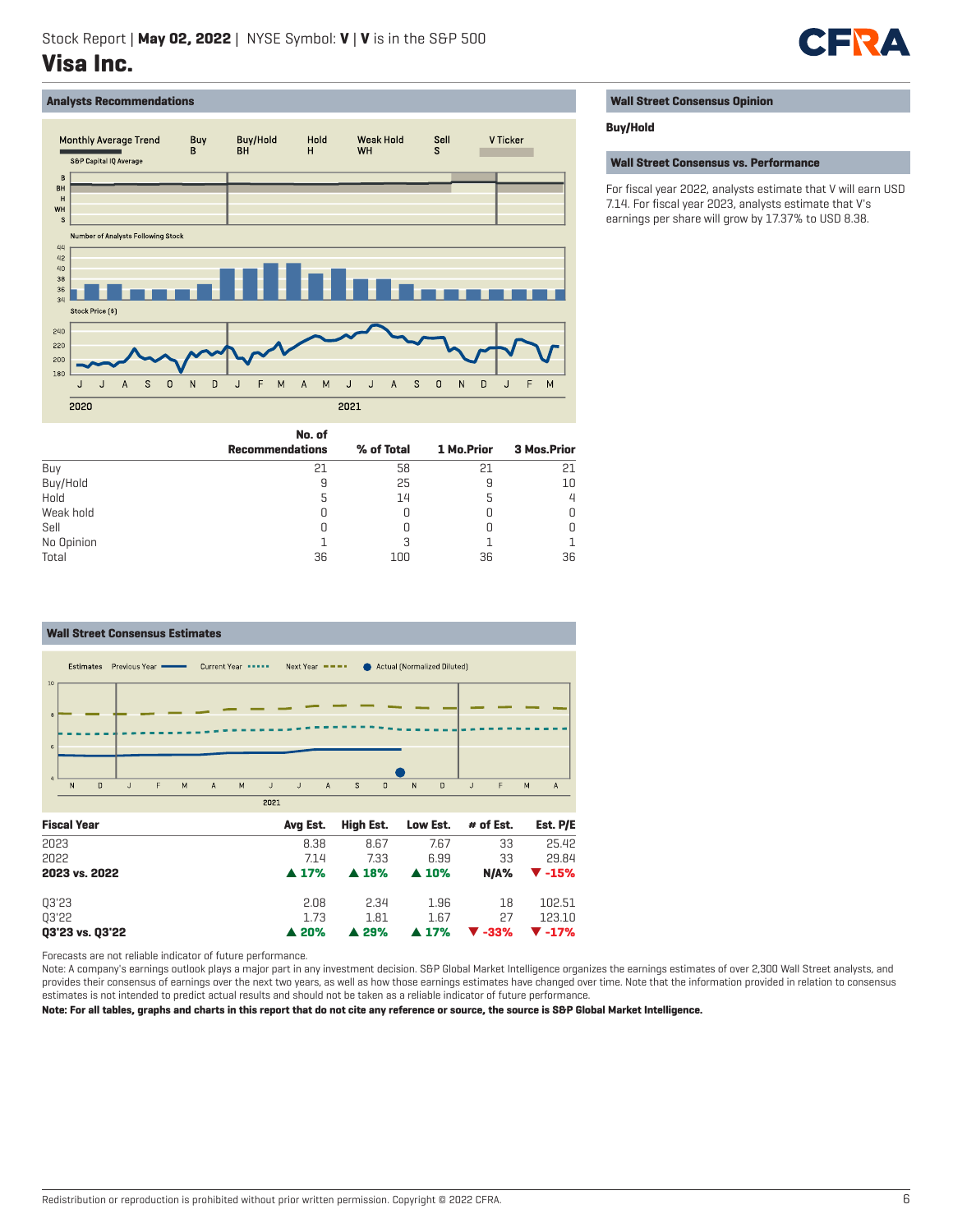Stock Report | **May 02, 2022** | NYSE Symbol: **V** | **V** is in the S&P 500

# Visa Inc.

## Analysts Recommendations

|  | No. of Recommendations | % of Total | 1 Mo.Prior | 3 Mos.Prior |
|---|---|---|---|---|
| Buy | 21 | 58 | 21 | 21 |
| Buy/Hold | 9 | 25 | 9 | 10 |
| Hold | 5 | 14 | 5 | 4 |
| Weak hold | 0 | 0 | 0 | 0 |
| Sell | 0 | 0 | 0 | 0 |
| No Opinion | 1 | 3 | 1 | 1 |
| Total | 36 | 100 | 36 | 36 |

## Wall Street Consensus Opinion

**Buy/Hold**

## Wall Street Consensus vs. Performance

For fiscal year 2022, analysts estimate that V will earn USD 7.14. For fiscal year 2023, analysts estimate that V's earnings per share will grow by 17.37% to USD 8.38.

## Wall Street Consensus Estimates

| Fiscal Year | Avg Est. | High Est. | Low Est. | # of Est. | Est. P/E |
|---|---|---|---|---|---|
| 2023 | 8.38 | 8.67 | 7.67 | 33 | 25.42 |
| 2022 | 7.14 | 7.33 | 6.99 | 33 | 29.84 |
| **2023 vs. 2022** | **▲ 17%** | **▲ 18%** | **▲ 10%** | **N/A%** | **▼ -15%** |
| Q3'23 | 2.08 | 2.34 | 1.96 | 18 | 102.51 |
| Q3'22 | 1.73 | 1.81 | 1.67 | 27 | 123.10 |
| **Q3'23 vs. Q3'22** | **▲ 20%** | **▲ 29%** | **▲ 17%** | **▼ -33%** | **▼ -17%** |

Forecasts are not reliable indicator of future performance.

Note: A company's earnings outlook plays a major part in any investment decision. S&P Global Market Intelligence organizes the earnings estimates of over 2,300 Wall Street analysts, and provides their consensus of earnings over the next two years, as well as how those earnings estimates have changed over time. Note that the information provided in relation to consensus estimates is not intended to predict actual results and should not be taken as a reliable indicator of future performance.

**Note: For all tables, graphs and charts in this report that do not cite any reference or source, the source is S&P Global Market Intelligence.**

Redistribution or reproduction is prohibited without prior written permission. Copyright © 2022 CFRA.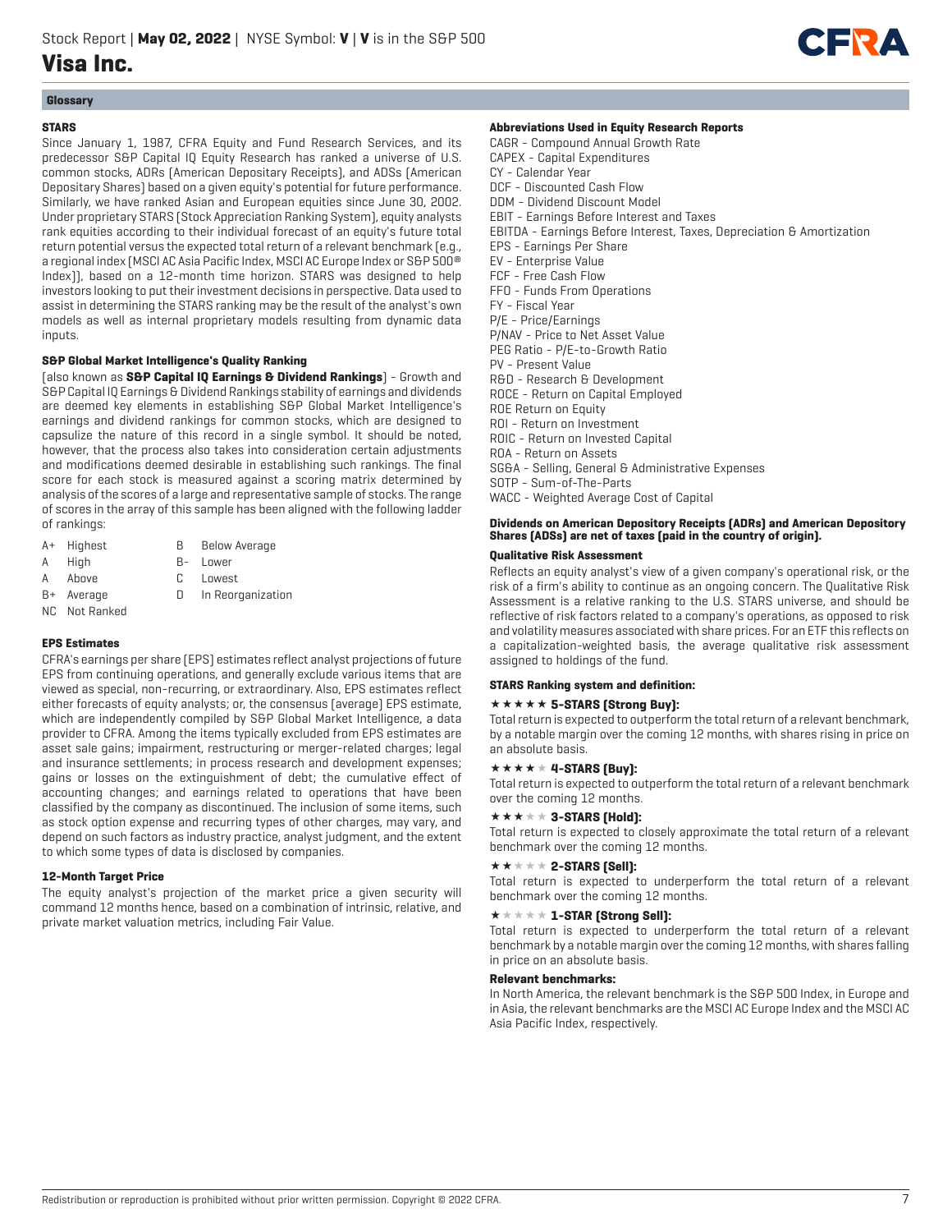## Glossary

### STARS

Since January 1, 1987, CFRA Equity and Fund Research Services, and its predecessor S&P Capital IQ Equity Research has ranked a universe of U.S. common stocks, ADRs (American Depositary Receipts), and ADSs (American Depositary Shares) based on a given equity's potential for future performance. Similarly, we have ranked Asian and European equities since June 30, 2002. Under proprietary STARS (Stock Appreciation Ranking System), equity analysts rank equities according to their individual forecast of an equity's future total return potential versus the expected total return of a relevant benchmark (e.g., a regional index (MSCI AC Asia Pacific Index, MSCI AC Europe Index or S&P 500® Index)), based on a 12-month time horizon. STARS was designed to help investors looking to put their investment decisions in perspective. Data used to assist in determining the STARS ranking may be the result of the analyst's own models as well as internal proprietary models resulting from dynamic data inputs.

### S&P Global Market Intelligence's Quality Ranking

(also known as **S&P Capital IQ Earnings & Dividend Rankings**) - Growth and S&P Capital IQ Earnings & Dividend Rankings stability of earnings and dividends are deemed key elements in establishing S&P Global Market Intelligence's earnings and dividend rankings for common stocks, which are designed to capsulize the nature of this record in a single symbol. It should be noted, however, that the process also takes into consideration certain adjustments and modifications deemed desirable in establishing such rankings. The final score for each stock is measured against a scoring matrix determined by analysis of the scores of a large and representative sample of stocks. The range of scores in the array of this sample has been aligned with the following ladder of rankings:

| | | | |
|---|---|---|---|
| A+ | Highest | B | Below Average |
| A | High | B- | Lower |
| A- | Above | C | Lowest |
| B+ | Average | D | In Reorganization |
| NC | Not Ranked | | |

### EPS Estimates

CFRA's earnings per share (EPS) estimates reflect analyst projections of future EPS from continuing operations, and generally exclude various items that are viewed as special, non-recurring, or extraordinary. Also, EPS estimates reflect either forecasts of equity analysts; or, the consensus (average) EPS estimate, which are independently compiled by S&P Global Market Intelligence, a data provider to CFRA. Among the items typically excluded from EPS estimates are asset sale gains; impairment, restructuring or merger-related charges; legal and insurance settlements; in process research and development expenses; gains or losses on the extinguishment of debt; the cumulative effect of accounting changes; and earnings related to operations that have been classified by the company as discontinued. The inclusion of some items, such as stock option expense and recurring types of other charges, may vary, and depend on such factors as industry practice, analyst judgment, and the extent to which some types of data is disclosed by companies.

### 12-Month Target Price

The equity analyst's projection of the market price a given security will command 12 months hence, based on a combination of intrinsic, relative, and private market valuation metrics, including Fair Value.

### Abbreviations Used in Equity Research Reports

CAGR - Compound Annual Growth Rate
CAPEX - Capital Expenditures
CY - Calendar Year
DCF - Discounted Cash Flow
DDM - Dividend Discount Model
EBIT - Earnings Before Interest and Taxes
EBITDA - Earnings Before Interest, Taxes, Depreciation & Amortization
EPS - Earnings Per Share
EV - Enterprise Value
FCF - Free Cash Flow
FFO - Funds From Operations
FY - Fiscal Year
P/E - Price/Earnings
P/NAV - Price to Net Asset Value
PEG Ratio - P/E-to-Growth Ratio
PV - Present Value
R&D - Research & Development
ROCE - Return on Capital Employed
ROE Return on Equity
ROI - Return on Investment
ROIC - Return on Invested Capital
ROA - Return on Assets
SG&A - Selling, General & Administrative Expenses
SOTP - Sum-of-The-Parts
WACC - Weighted Average Cost of Capital

**Dividends on American Depository Receipts (ADRs) and American Depository Shares (ADSs) are net of taxes (paid in the country of origin).**

### Qualitative Risk Assessment

Reflects an equity analyst's view of a given company's operational risk, or the risk of a firm's ability to continue as an ongoing concern. The Qualitative Risk Assessment is a relative ranking to the U.S. STARS universe, and should be reflective of risk factors related to a company's operations, as opposed to risk and volatility measures associated with share prices. For an ETF this reflects on a capitalization-weighted basis, the average qualitative risk assessment assigned to holdings of the fund.

### STARS Ranking system and definition:

★★★★★ **5-STARS (Strong Buy):**
Total return is expected to outperform the total return of a relevant benchmark, by a notable margin over the coming 12 months, with shares rising in price on an absolute basis.

★★★★★ **4-STARS (Buy):**
Total return is expected to outperform the total return of a relevant benchmark over the coming 12 months.

★★★★★ **3-STARS (Hold):**
Total return is expected to closely approximate the total return of a relevant benchmark over the coming 12 months.

★★★★★ **2-STARS (Sell):**
Total return is expected to underperform the total return of a relevant benchmark over the coming 12 months.

★★★★★ **1-STAR (Strong Sell):**
Total return is expected to underperform the total return of a relevant benchmark by a notable margin over the coming 12 months, with shares falling in price on an absolute basis.

### Relevant benchmarks:

In North America, the relevant benchmark is the S&P 500 Index, in Europe and in Asia, the relevant benchmarks are the MSCI AC Europe Index and the MSCI AC Asia Pacific Index, respectively.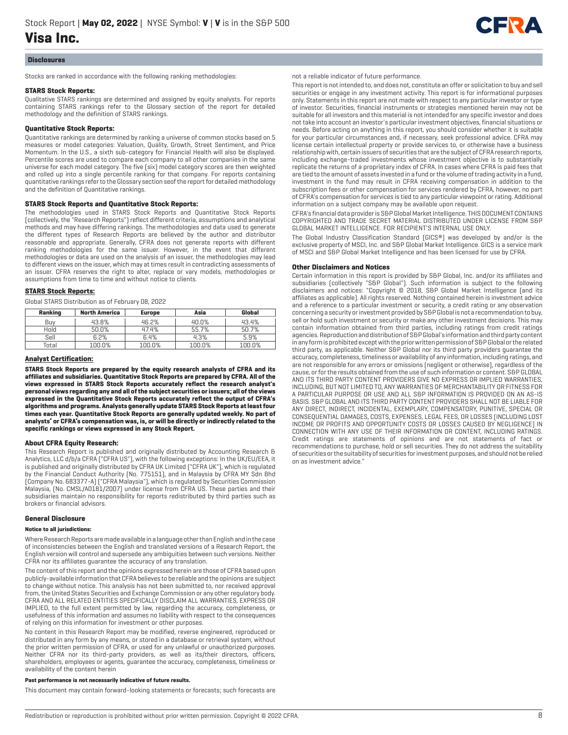## Disclosures

Stocks are ranked in accordance with the following ranking methodologies:

**STARS Stock Reports:**

Qualitative STARS rankings are determined and assigned by equity analysts. For reports containing STARS rankings refer to the Glossary section of the report for detailed methodology and the definition of STARS rankings.

**Quantitative Stock Reports:**

Quantitative rankings are determined by ranking a universe of common stocks based on 5 measures or model categories: Valuation, Quality, Growth, Street Sentiment, and Price Momentum. In the U.S., a sixth sub-category for Financial Health will also be displayed. Percentile scores are used to compare each company to all other companies in the same universe for each model category. The five (six) model category scores are then weighted and rolled up into a single percentile ranking for that company. For reports containing quantitative rankings refer to the Glossary section seof the report for detailed methodology and the definition of Quantitative rankings.

**STARS Stock Reports and Quantitative Stock Reports:**

The methodologies used in STARS Stock Reports and Quantitative Stock Reports (collectively, the "Research Reports") reflect different criteria, assumptions and analytical methods and may have differing rankings. The methodologies and data used to generate the different types of Research Reports are believed by the author and distributor reasonable and appropriate. Generally, CFRA does not generate reports with different ranking methodologies for the same issuer. However, in the event that different methodologies or data are used on the analysis of an issuer, the methodologies may lead to different views on the issuer, which may at times result in contradicting assessments of an issuer. CFRA reserves the right to alter, replace or vary models, methodologies or assumptions from time to time and without notice to clients.

**STARS Stock Reports:**

Global STARS Distribution as of February 08, 2022

| Ranking | North America | Europe | Asia | Global |
|---|---|---|---|---|
| Buy | 43.8% | 46.2% | 40.0% | 43.4% |
| Hold | 50.0% | 47.4% | 55.7% | 50.7% |
| Sell | 6.2% | 6.4% | 4.3% | 5.9% |
| Total | 100.0% | 100.0% | 100.0% | 100.0% |

**Analyst Certification:**

**STARS Stock Reports are prepared by the equity research analysts of CFRA and its affiliates and subsidiaries. Quantitative Stock Reports are prepared by CFRA. All of the views expressed in STARS Stock Reports accurately reflect the research analyst's personal views regarding any and all of the subject securities or issuers; all of the views expressed in the Quantitative Stock Reports accurately reflect the output of CFRA's algorithms and programs. Analysts generally update STARS Stock Reports at least four times each year. Quantitative Stock Reports are generally updated weekly. No part of analysts' or CFRA's compensation was, is, or will be directly or indirectly related to the specific rankings or views expressed in any Stock Report.**

**About CFRA Equity Research:**

This Research Report is published and originally distributed by Accounting Research & Analytics, LLC d/b/a CFRA ("CFRA US"), with the following exceptions: In the UK/EU/EEA, it is published and originally distributed by CFRA UK Limited ("CFRA UK"), which is regulated by the Financial Conduct Authority (No. 775151), and in Malaysia by CFRA MY Sdn Bhd (Company No. 683377-A) ("CFRA Malaysia"), which is regulated by Securities Commission Malaysia, (No. CMSL/A0181/2007) under license from CFRA US. These parties and their subsidiaries maintain no responsibility for reports redistributed by third parties such as brokers or financial advisors.

### General Disclosure

**Notice to all jurisdictions:**

Where Research Reports are made available in a language other than English and in the case of inconsistencies between the English and translated versions of a Research Report, the English version will control and supersede any ambiguities between such versions. Neither CFRA nor its affiliates guarantee the accuracy of any translation.

The content of this report and the opinions expressed herein are those of CFRA based upon publicly-available information that CFRA believes to be reliable and the opinions are subject to change without notice. This analysis has not been submitted to, nor received approval from, the United States Securities and Exchange Commission or any other regulatory body. CFRA AND ALL RELATED ENTITIES SPECIFICALLY DISCLAIM ALL WARRANTIES, EXPRESS OR IMPLIED, to the full extent permitted by law, regarding the accuracy, completeness, or usefulness of this information and assumes no liability with respect to the consequences of relying on this information for investment or other purposes.

No content in this Research Report may be modified, reverse engineered, reproduced or distributed in any form by any means, or stored in a database or retrieval system, without the prior written permission of CFRA, or used for any unlawful or unauthorized purposes. Neither CFRA nor its third-party providers, as well as its/their directors, officers, shareholders, employees or agents, guarantee the accuracy, completeness, timeliness or availability of the content herein

**Past performance is not necessarily indicative of future results.**

This document may contain forward-looking statements or forecasts; such forecasts are not a reliable indicator of future performance.

This report is not intended to, and does not, constitute an offer or solicitation to buy and sell securities or engage in any investment activity. This report is for informational purposes only. Statements in this report are not made with respect to any particular investor or type of investor. Securities, financial instruments or strategies mentioned herein may not be suitable for all investors and this material is not intended for any specific investor and does not take into account an investor's particular investment objectives, financial situations or needs. Before acting on anything in this report, you should consider whether it is suitable for your particular circumstances and, if necessary, seek professional advice. CFRA may license certain intellectual property or provide services to, or otherwise have a business relationship with, certain issuers of securities that are the subject of CFRA research reports, including exchange-traded investments whose investment objective is to substantially replicate the returns of a proprietary index of CFRA. In cases where CFRA is paid fees that are tied to the amount of assets invested in a fund or the volume of trading activity in a fund, investment in the fund may result in CFRA receiving compensation in addition to the subscription fees or other compensation for services rendered by CFRA, however, no part of CFRA's compensation for services is tied to any particular viewpoint or rating. Additional information on a subject company may be available upon request.

CFRA's financial data provider is S&P Global Market Intelligence. THIS DOCUMENT CONTAINS COPYRIGHTED AND TRADE SECRET MATERIAL DISTRIBUTED UNDER LICENSE FROM S&P GLOBAL MARKET INTELLIGENCE. FOR RECIPIENT'S INTERNAL USE ONLY.

The Global Industry Classification Standard (GICS®) was developed by and/or is the exclusive property of MSCI, Inc. and S&P Global Market Intelligence. GICS is a service mark of MSCI and S&P Global Market Intelligence and has been licensed for use by CFRA.

**Other Disclaimers and Notices**

Certain information in this report is provided by S&P Global, Inc. and/or its affiliates and subsidiaries (collectively "S&P Global"). Such information is subject to the following disclaimers and notices: "Copyright © 2018, S&P Global Market Intelligence (and its affiliates as applicable). All rights reserved. Nothing contained herein is investment advice and a reference to a particular investment or security, a credit rating or any observation concerning a security or investment provided by S&P Global is not a recommendation to buy, sell or hold such investment or security or make any other investment decisions. This may contain information obtained from third parties, including ratings from credit ratings agencies. Reproduction and distribution of S&P Global's information and third party content in any form is prohibited except with the prior written permission of S&P Global or the related third party, as applicable. Neither S&P Global nor its third party providers guarantee the accuracy, completeness, timeliness or availability of any information, including ratings, and are not responsible for any errors or omissions (negligent or otherwise), regardless of the cause, or for the results obtained from the use of such information or content. S&P GLOBAL AND ITS THIRD PARTY CONTENT PROVIDERS GIVE NO EXPRESS OR IMPLIED WARRANTIES, INCLUDING, BUT NOT LIMITED TO, ANY WARRANTIES OF MERCHANTABILITY OR FITNESS FOR A PARTICULAR PURPOSE OR USE AND ALL S&P INFORMATION IS PROVIDED ON AN AS-IS BASIS. S&P GLOBAL AND ITS THIRD PARTY CONTENT PROVIDERS SHALL NOT BE LIABLE FOR ANY DIRECT, INDIRECT, INCIDENTAL, EXEMPLARY, COMPENSATORY, PUNITIVE, SPECIAL OR CONSEQUENTIAL DAMAGES, COSTS, EXPENSES, LEGAL FEES, OR LOSSES (INCLUDING LOST INCOME OR PROFITS AND OPPORTUNITY COSTS OR LOSSES CAUSED BY NEGLIGENCE) IN CONNECTION WITH ANY USE OF THEIR INFORMATION OR CONTENT, INCLUDING RATINGS. Credit ratings are statements of opinions and are not statements of fact or recommendations to purchase, hold or sell securities. They do not address the suitability of securities or the suitability of securities for investment purposes, and should not be relied on as investment advice."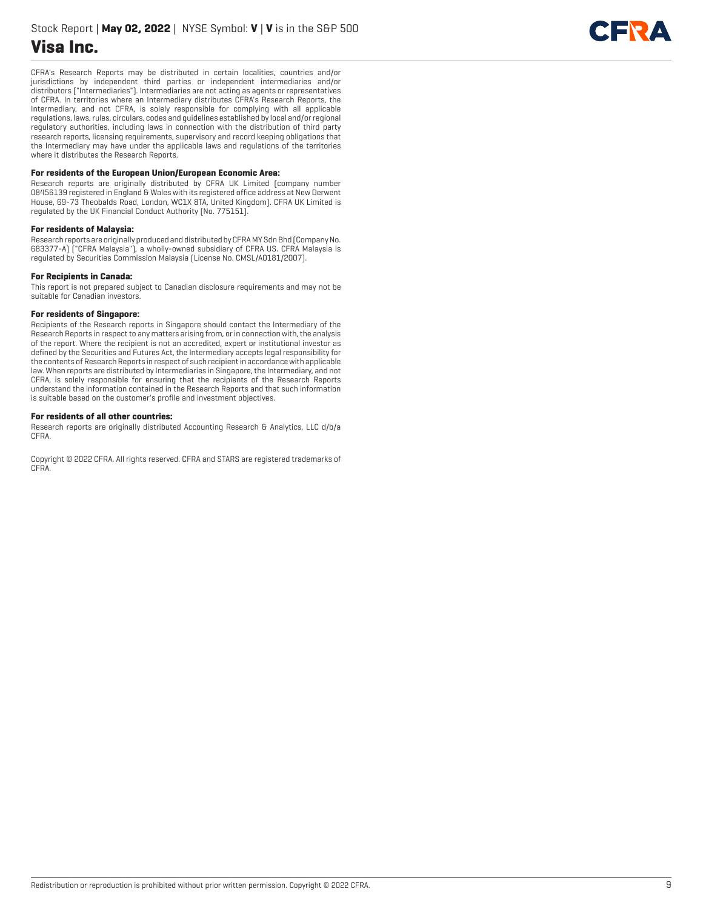CFRA's Research Reports may be distributed in certain localities, countries and/or jurisdictions by independent third parties or independent intermediaries and/or distributors ("Intermediaries"). Intermediaries are not acting as agents or representatives of CFRA. In territories where an Intermediary distributes CFRA's Research Reports, the Intermediary, and not CFRA, is solely responsible for complying with all applicable regulations, laws, rules, circulars, codes and guidelines established by local and/or regional regulatory authorities, including laws in connection with the distribution of third party research reports, licensing requirements, supervisory and record keeping obligations that the Intermediary may have under the applicable laws and regulations of the territories where it distributes the Research Reports.

**For residents of the European Union/European Economic Area:**

Research reports are originally distributed by CFRA UK Limited (company number 08456139 registered in England & Wales with its registered office address at New Derwent House, 69-73 Theobalds Road, London, WC1X 8TA, United Kingdom). CFRA UK Limited is regulated by the UK Financial Conduct Authority (No. 775151).

**For residents of Malaysia:**

Research reports are originally produced and distributed by CFRA MY Sdn Bhd (Company No. 683377-A) ("CFRA Malaysia"), a wholly-owned subsidiary of CFRA US. CFRA Malaysia is regulated by Securities Commission Malaysia (License No. CMSL/A0181/2007).

**For Recipients in Canada:**

This report is not prepared subject to Canadian disclosure requirements and may not be suitable for Canadian investors.

**For residents of Singapore:**

Recipients of the Research reports in Singapore should contact the Intermediary of the Research Reports in respect to any matters arising from, or in connection with, the analysis of the report. Where the recipient is not an accredited, expert or institutional investor as defined by the Securities and Futures Act, the Intermediary accepts legal responsibility for the contents of Research Reports in respect of such recipient in accordance with applicable law. When reports are distributed by Intermediaries in Singapore, the Intermediary, and not CFRA, is solely responsible for ensuring that the recipients of the Research Reports understand the information contained in the Research Reports and that such information is suitable based on the customer's profile and investment objectives.

**For residents of all other countries:**

Research reports are originally distributed Accounting Research & Analytics, LLC d/b/a CFRA.

Copyright © 2022 CFRA. All rights reserved. CFRA and STARS are registered trademarks of CFRA.